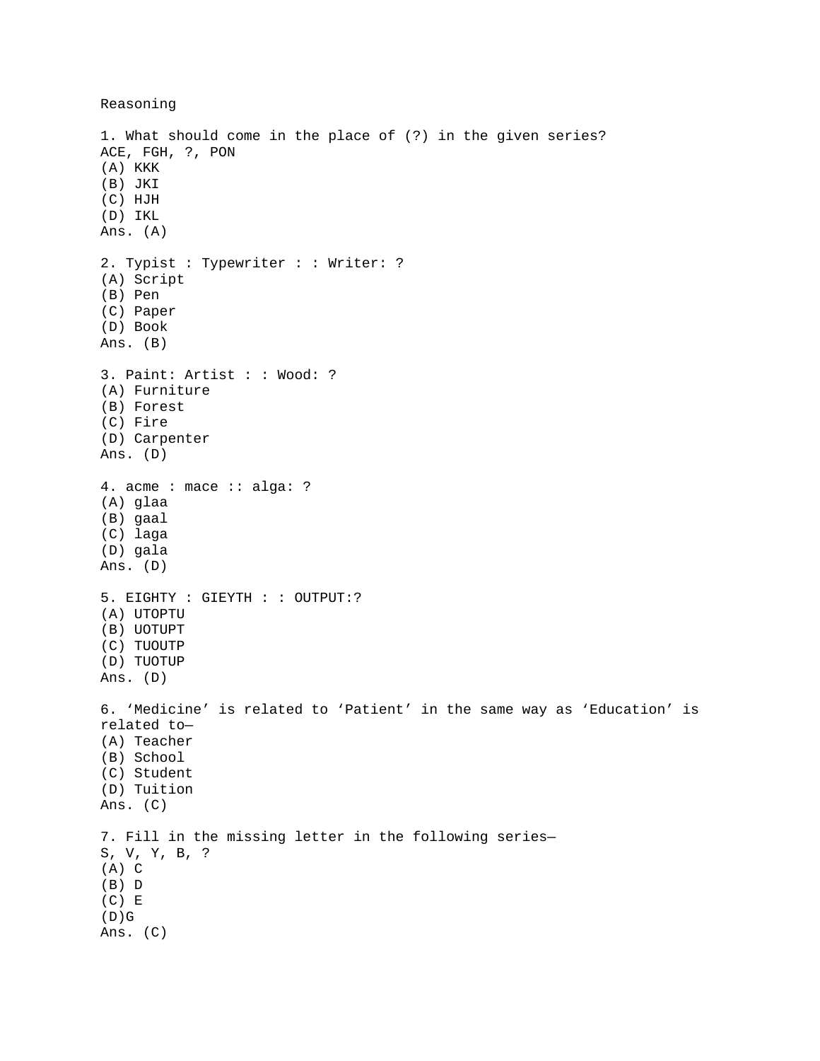# Reasoning

1. What should come in the place of (?) in the given series?
ACE, FGH, ?, PON
(A) KKK
(B) JKI
(C) HJH
(D) IKL
Ans. (A)

2. Typist : Typewriter : : Writer: ?
(A) Script
(B) Pen
(C) Paper
(D) Book
Ans. (B)

3. Paint: Artist : : Wood: ?
(A) Furniture
(B) Forest
(C) Fire
(D) Carpenter
Ans. (D)

4. acme : mace :: alga: ?
(A) glaa
(B) gaal
(C) laga
(D) gala
Ans. (D)

5. EIGHTY : GIEYTH : : OUTPUT:?
(A) UTOPTU
(B) UOTUPT
(C) TUOUTP
(D) TUOTUP
Ans. (D)

6. ‘Medicine’ is related to ‘Patient’ in the same way as ‘Education’ is related to—
(A) Teacher
(B) School
(C) Student
(D) Tuition
Ans. (C)

7. Fill in the missing letter in the following series—
S, V, Y, B, ?
(A) C
(B) D
(C) E
(D)G
Ans. (C)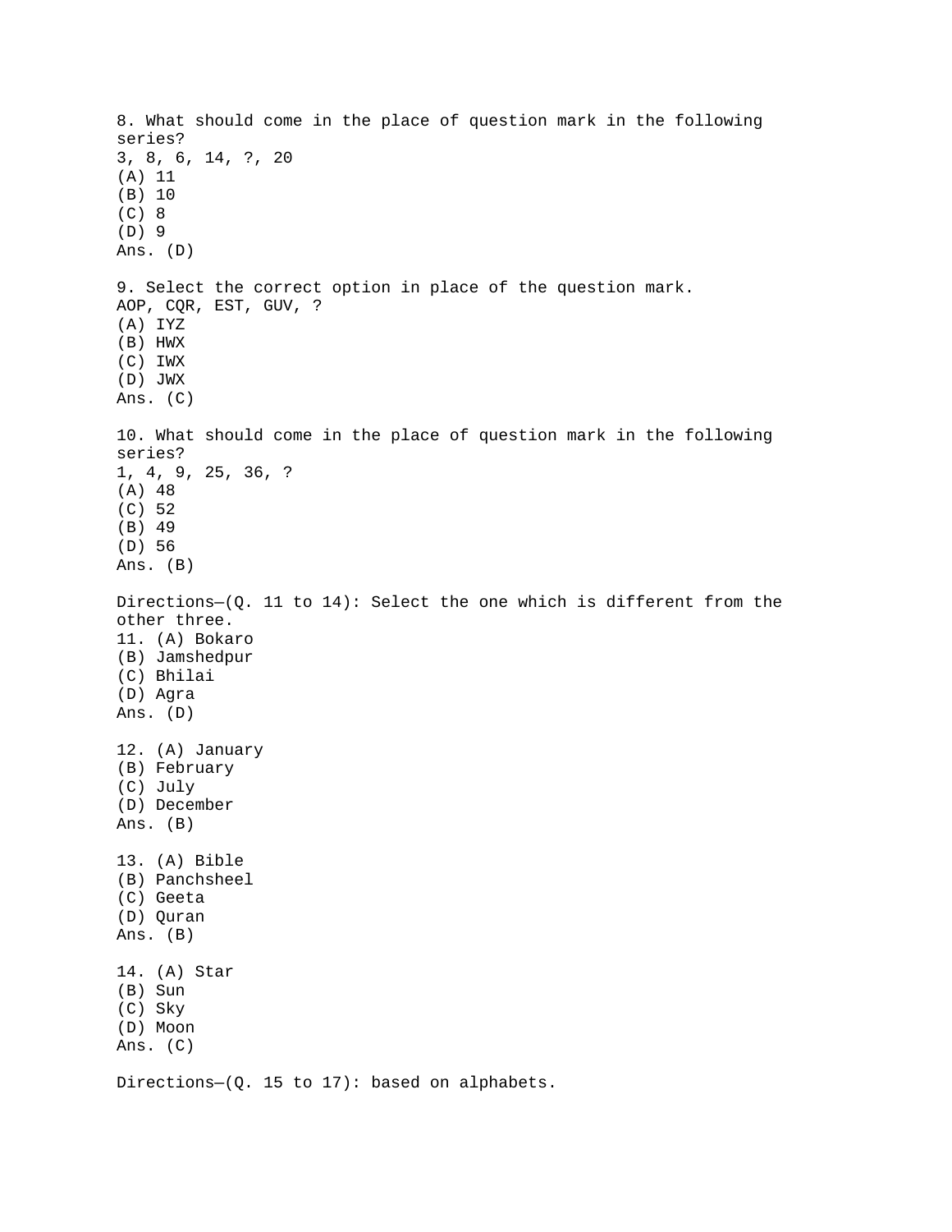8. What should come in the place of question mark in the following series?
3, 8, 6, 14, ?, 20
(A) 11
(B) 10
(C) 8
(D) 9
Ans. (D)

9. Select the correct option in place of the question mark.
AOP, CQR, EST, GUV, ?
(A) IYZ
(B) HWX
(C) IWX
(D) JWX
Ans. (C)

10. What should come in the place of question mark in the following series?
1, 4, 9, 25, 36, ?
(A) 48
(C) 52
(B) 49
(D) 56
Ans. (B)

Directions—(Q. 11 to 14): Select the one which is different from the other three.
11. (A) Bokaro
(B) Jamshedpur
(C) Bhilai
(D) Agra
Ans. (D)

12. (A) January
(B) February
(C) July
(D) December
Ans. (B)

13. (A) Bible
(B) Panchsheel
(C) Geeta
(D) Quran
Ans. (B)

14. (A) Star
(B) Sun
(C) Sky
(D) Moon
Ans. (C)

Directions—(Q. 15 to 17): based on alphabets.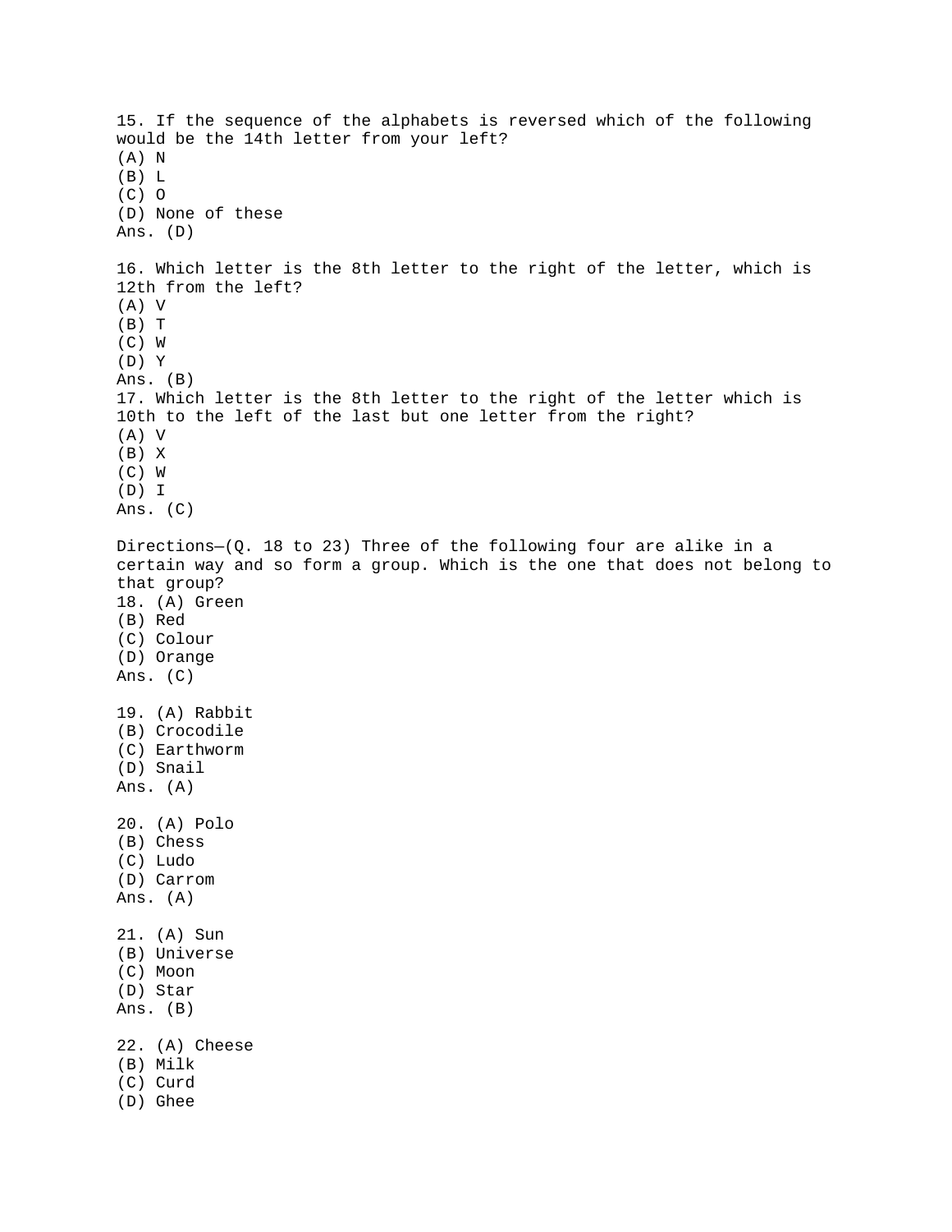15. If the sequence of the alphabets is reversed which of the following would be the 14th letter from your left?
(A) N
(B) L
(C) O
(D) None of these
Ans. (D)

16. Which letter is the 8th letter to the right of the letter, which is 12th from the left?
(A) V
(B) T
(C) W
(D) Y
Ans. (B)
17. Which letter is the 8th letter to the right of the letter which is 10th to the left of the last but one letter from the right?
(A) V
(B) X
(C) W
(D) I
Ans. (C)

Directions—(Q. 18 to 23) Three of the following four are alike in a certain way and so form a group. Which is the one that does not belong to that group?
18. (A) Green
(B) Red
(C) Colour
(D) Orange
Ans. (C)

19. (A) Rabbit
(B) Crocodile
(C) Earthworm
(D) Snail
Ans. (A)

20. (A) Polo
(B) Chess
(C) Ludo
(D) Carrom
Ans. (A)

21. (A) Sun
(B) Universe
(C) Moon
(D) Star
Ans. (B)

22. (A) Cheese
(B) Milk
(C) Curd
(D) Ghee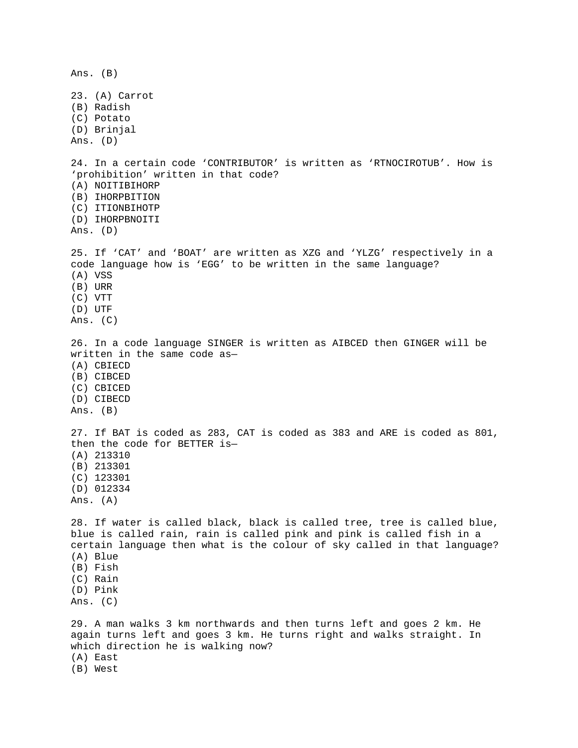Ans. (B)

23. (A) Carrot
(B) Radish
(C) Potato
(D) Brinjal
Ans. (D)

24. In a certain code 'CONTRIBUTOR' is written as 'RTNOCIROTUB'. How is 'prohibition' written in that code?
(A) NOITIBIHORP
(B) IHORPBITION
(C) ITIONBIHOTP
(D) IHORPBNOITI
Ans. (D)

25. If 'CAT' and 'BOAT' are written as XZG and 'YLZG' respectively in a code language how is 'EGG' to be written in the same language?
(A) VSS
(B) URR
(C) VTT
(D) UTF
Ans. (C)

26. In a code language SINGER is written as AIBCED then GINGER will be written in the same code as—
(A) CBIECD
(B) CIBCED
(C) CBICED
(D) CIBECD
Ans. (B)

27. If BAT is coded as 283, CAT is coded as 383 and ARE is coded as 801, then the code for BETTER is—
(A) 213310
(B) 213301
(C) 123301
(D) 012334
Ans. (A)

28. If water is called black, black is called tree, tree is called blue, blue is called rain, rain is called pink and pink is called fish in a certain language then what is the colour of sky called in that language?
(A) Blue
(B) Fish
(C) Rain
(D) Pink
Ans. (C)

29. A man walks 3 km northwards and then turns left and goes 2 km. He again turns left and goes 3 km. He turns right and walks straight. In which direction he is walking now?
(A) East
(B) West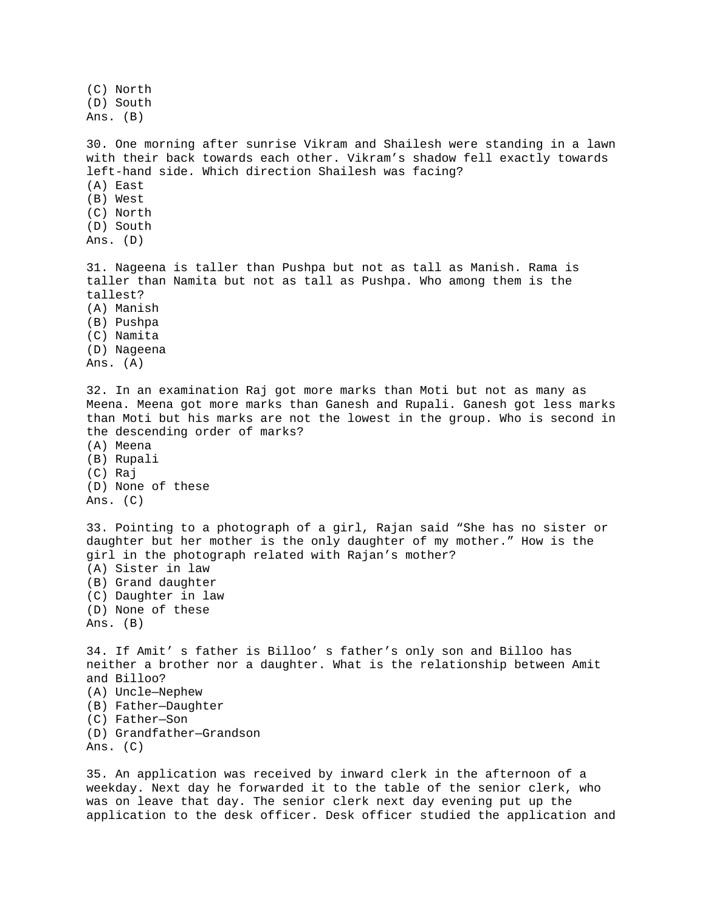(C) North
(D) South
Ans. (B)

30. One morning after sunrise Vikram and Shailesh were standing in a lawn with their back towards each other. Vikram's shadow fell exactly towards left-hand side. Which direction Shailesh was facing?
(A) East
(B) West
(C) North
(D) South
Ans. (D)

31. Nageena is taller than Pushpa but not as tall as Manish. Rama is taller than Namita but not as tall as Pushpa. Who among them is the tallest?
(A) Manish
(B) Pushpa
(C) Namita
(D) Nageena
Ans. (A)

32. In an examination Raj got more marks than Moti but not as many as Meena. Meena got more marks than Ganesh and Rupali. Ganesh got less marks than Moti but his marks are not the lowest in the group. Who is second in the descending order of marks?
(A) Meena
(B) Rupali
(C) Raj
(D) None of these
Ans. (C)

33. Pointing to a photograph of a girl, Rajan said "She has no sister or daughter but her mother is the only daughter of my mother." How is the girl in the photograph related with Rajan's mother?
(A) Sister in law
(B) Grand daughter
(C) Daughter in law
(D) None of these
Ans. (B)

34. If Amit' s father is Billoo' s father's only son and Billoo has neither a brother nor a daughter. What is the relationship between Amit and Billoo?
(A) Uncle—Nephew
(B) Father—Daughter
(C) Father—Son
(D) Grandfather—Grandson
Ans. (C)

35. An application was received by inward clerk in the afternoon of a weekday. Next day he forwarded it to the table of the senior clerk, who was on leave that day. The senior clerk next day evening put up the application to the desk officer. Desk officer studied the application and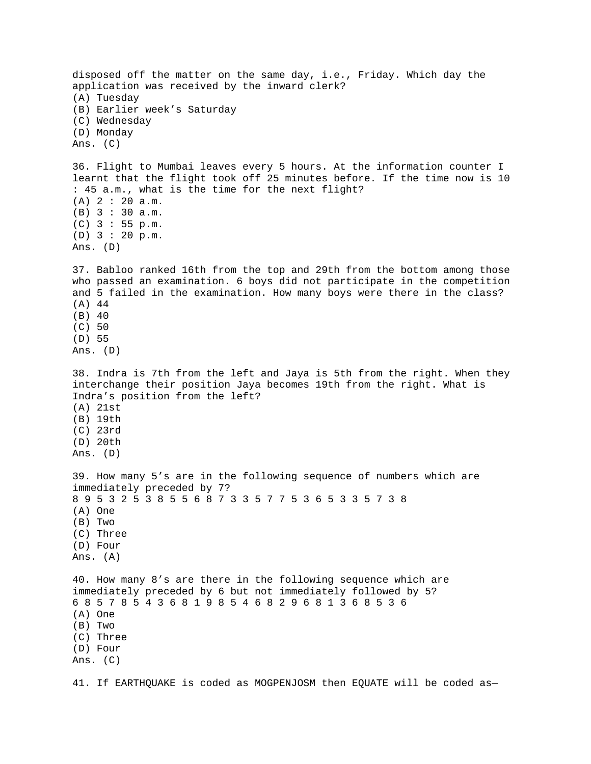disposed off the matter on the same day, i.e., Friday. Which day the application was received by the inward clerk?

(A) Tuesday
(B) Earlier week's Saturday
(C) Wednesday
(D) Monday
Ans. (C)

36. Flight to Mumbai leaves every 5 hours. At the information counter I learnt that the flight took off 25 minutes before. If the time now is 10 : 45 a.m., what is the time for the next flight?

(A) 2 : 20 a.m.
(B) 3 : 30 a.m.
(C) 3 : 55 p.m.
(D) 3 : 20 p.m.
Ans. (D)

37. Babloo ranked 16th from the top and 29th from the bottom among those who passed an examination. 6 boys did not participate in the competition and 5 failed in the examination. How many boys were there in the class?

(A) 44
(B) 40
(C) 50
(D) 55
Ans. (D)

38. Indra is 7th from the left and Jaya is 5th from the right. When they interchange their position Jaya becomes 19th from the right. What is Indra's position from the left?

(A) 21st
(B) 19th
(C) 23rd
(D) 20th
Ans. (D)

39. How many 5's are in the following sequence of numbers which are immediately preceded by 7?

8 9 5 3 2 5 3 8 5 5 6 8 7 3 3 5 7 7 5 3 6 5 3 3 5 7 3 8

(A) One
(B) Two
(C) Three
(D) Four
Ans. (A)

40. How many 8's are there in the following sequence which are immediately preceded by 6 but not immediately followed by 5?

6 8 5 7 8 5 4 3 6 8 1 9 8 5 4 6 8 2 9 6 8 1 3 6 8 5 3 6

(A) One
(B) Two
(C) Three
(D) Four
Ans. (C)

41. If EARTHQUAKE is coded as MOGPENJOSM then EQUATE will be coded as—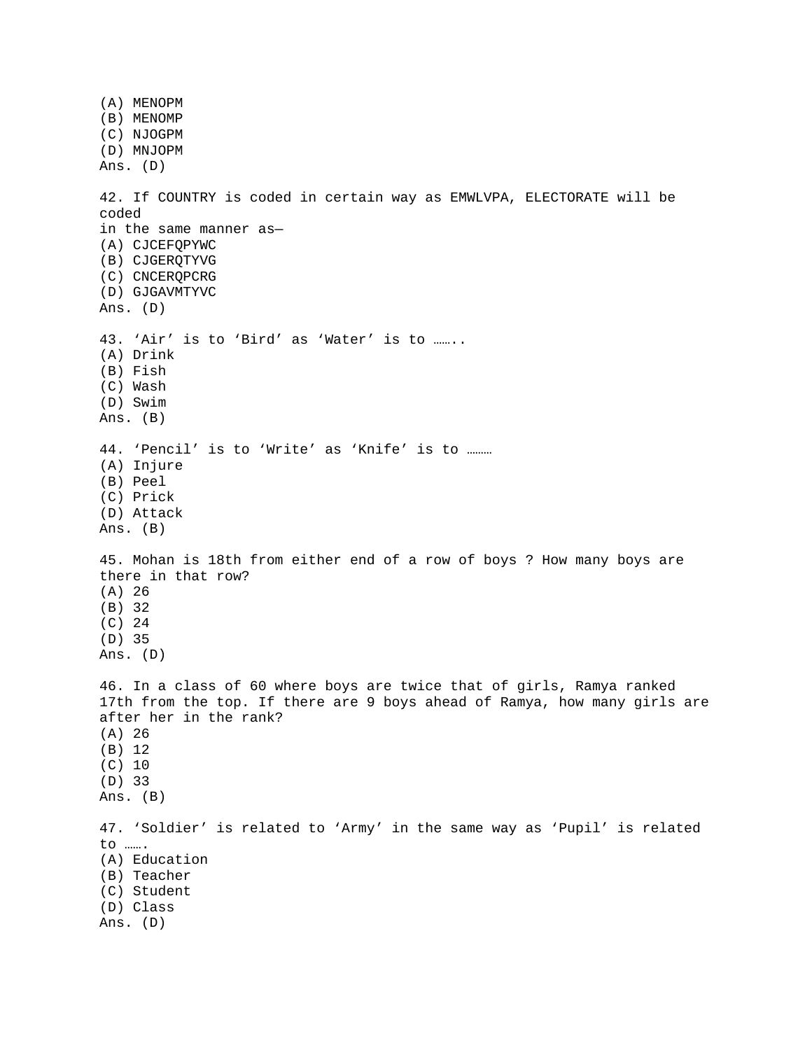(A) MENOPM
(B) MENOMP
(C) NJOGPM
(D) MNJOPM
Ans. (D)

42. If COUNTRY is coded in certain way as EMWLVPA, ELECTORATE will be coded
in the same manner as—
(A) CJCEFQPYWC
(B) CJGERQTYVG
(C) CNCERQPCRG
(D) GJGAVMTYVC
Ans. (D)

43. ‘Air’ is to ‘Bird’ as ‘Water’ is to ……..
(A) Drink
(B) Fish
(C) Wash
(D) Swim
Ans. (B)

44. ‘Pencil’ is to ‘Write’ as ‘Knife’ is to ………
(A) Injure
(B) Peel
(C) Prick
(D) Attack
Ans. (B)

45. Mohan is 18th from either end of a row of boys ? How many boys are there in that row?
(A) 26
(B) 32
(C) 24
(D) 35
Ans. (D)

46. In a class of 60 where boys are twice that of girls, Ramya ranked 17th from the top. If there are 9 boys ahead of Ramya, how many girls are after her in the rank?
(A) 26
(B) 12
(C) 10
(D) 33
Ans. (B)

47. ‘Soldier’ is related to ‘Army’ in the same way as ‘Pupil’ is related to …….
(A) Education
(B) Teacher
(C) Student
(D) Class
Ans. (D)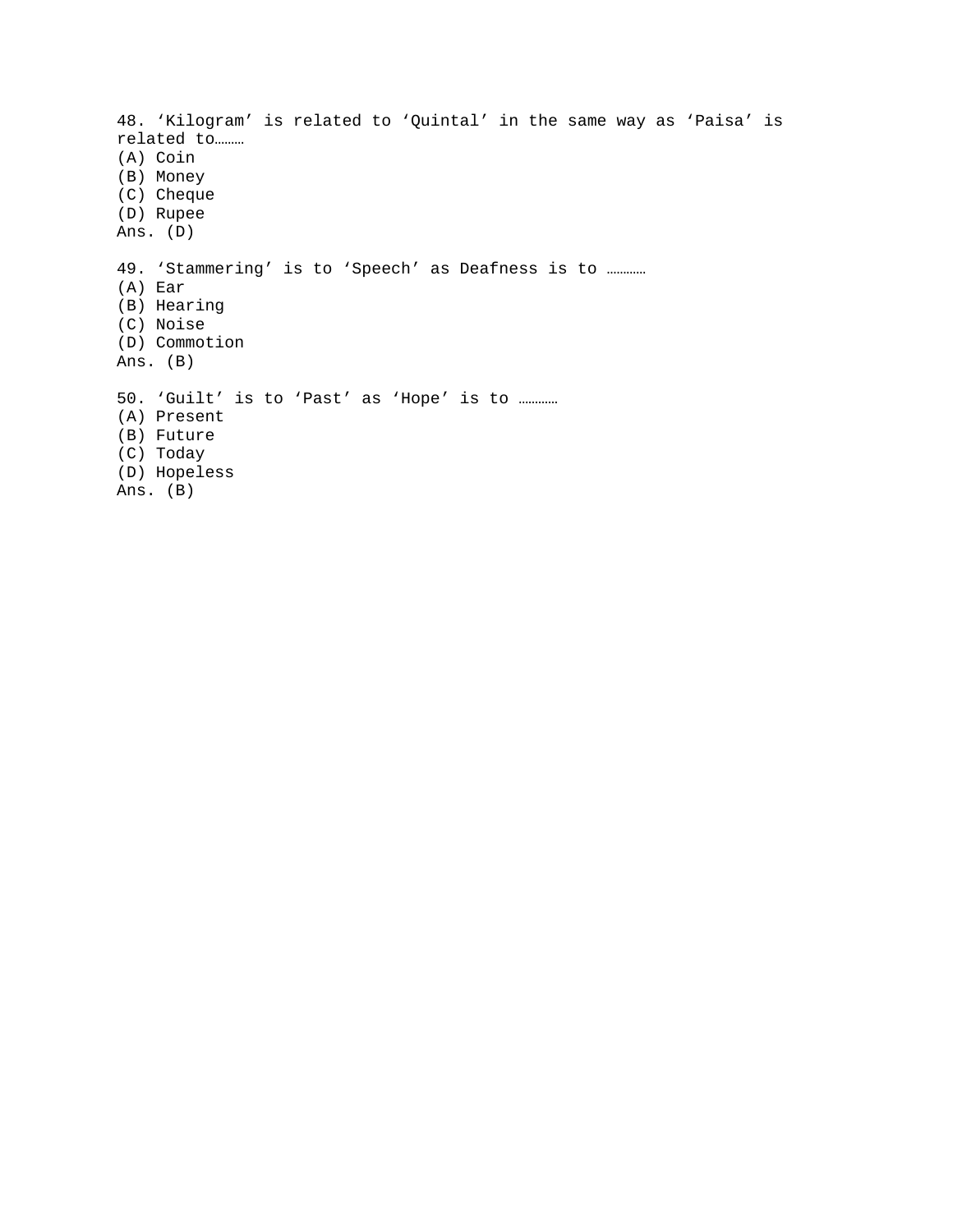48. ‘Kilogram’ is related to ‘Quintal’ in the same way as ‘Paisa’ is related to………

(A) Coin
(B) Money
(C) Cheque
(D) Rupee

Ans. (D)

49. ‘Stammering’ is to ‘Speech’ as Deafness is to …………

(A) Ear
(B) Hearing
(C) Noise
(D) Commotion

Ans. (B)

50. ‘Guilt’ is to ‘Past’ as ‘Hope’ is to …………

(A) Present
(B) Future
(C) Today
(D) Hopeless

Ans. (B)